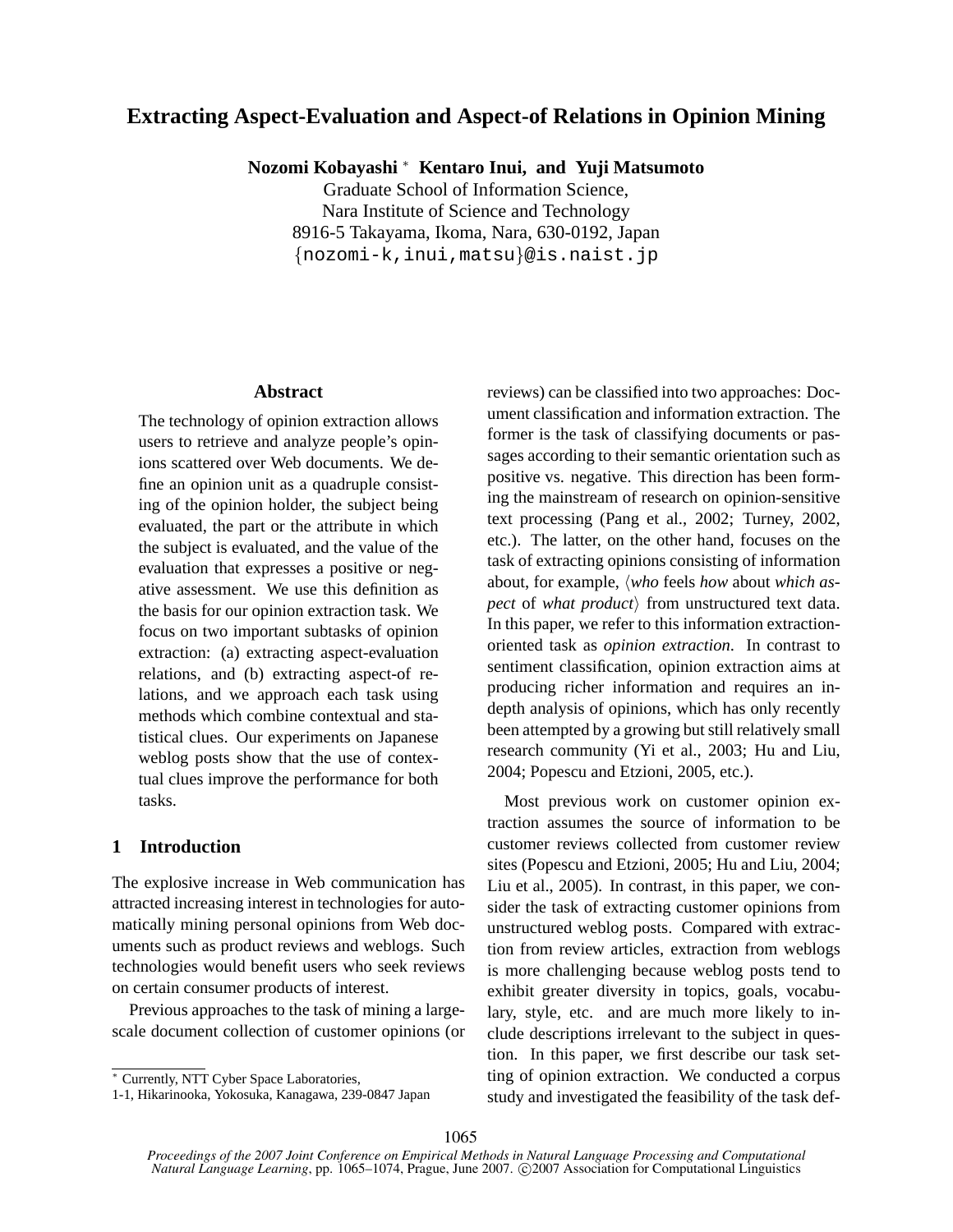# Extracting Aspect-Evaluation and Aspect-of Relations in Opinion Mining

**Nozomi Kobayashi** * **Kentaro Inui, and Yuji Matsumoto**

Graduate School of Information Science,
Nara Institute of Science and Technology
8916-5 Takayama, Ikoma, Nara, 630-0192, Japan
{nozomi-k,inui,matsu}@is.naist.jp

## Abstract

The technology of opinion extraction allows users to retrieve and analyze people's opinions scattered over Web documents. We define an opinion unit as a quadruple consisting of the opinion holder, the subject being evaluated, the part or the attribute in which the subject is evaluated, and the value of the evaluation that expresses a positive or negative assessment. We use this definition as the basis for our opinion extraction task. We focus on two important subtasks of opinion extraction: (a) extracting aspect-evaluation relations, and (b) extracting aspect-of relations, and we approach each task using methods which combine contextual and statistical clues. Our experiments on Japanese weblog posts show that the use of contextual clues improve the performance for both tasks.

## 1 Introduction

The explosive increase in Web communication has attracted increasing interest in technologies for automatically mining personal opinions from Web documents such as product reviews and weblogs. Such technologies would benefit users who seek reviews on certain consumer products of interest.

Previous approaches to the task of mining a large-scale document collection of customer opinions (or reviews) can be classified into two approaches: Document classification and information extraction. The former is the task of classifying documents or passages according to their semantic orientation such as positive vs. negative. This direction has been forming the mainstream of research on opinion-sensitive text processing (Pang et al., 2002; Turney, 2002, etc.). The latter, on the other hand, focuses on the task of extracting opinions consisting of information about, for example, ⟨*who* feels *how* about *which aspect* of *what product*⟩ from unstructured text data. In this paper, we refer to this information extraction-oriented task as *opinion extraction*. In contrast to sentiment classification, opinion extraction aims at producing richer information and requires an in-depth analysis of opinions, which has only recently been attempted by a growing but still relatively small research community (Yi et al., 2003; Hu and Liu, 2004; Popescu and Etzioni, 2005, etc.).

Most previous work on customer opinion extraction assumes the source of information to be customer reviews collected from customer review sites (Popescu and Etzioni, 2005; Hu and Liu, 2004; Liu et al., 2005). In contrast, in this paper, we consider the task of extracting customer opinions from unstructured weblog posts. Compared with extraction from review articles, extraction from weblogs is more challenging because weblog posts tend to exhibit greater diversity in topics, goals, vocabulary, style, etc. and are much more likely to include descriptions irrelevant to the subject in question. In this paper, we first describe our task setting of opinion extraction. We conducted a corpus study and investigated the feasibility of the task def-

* Currently, NTT Cyber Space Laboratories,
1-1, Hikarinooka, Yokosuka, Kanagawa, 239-0847 Japan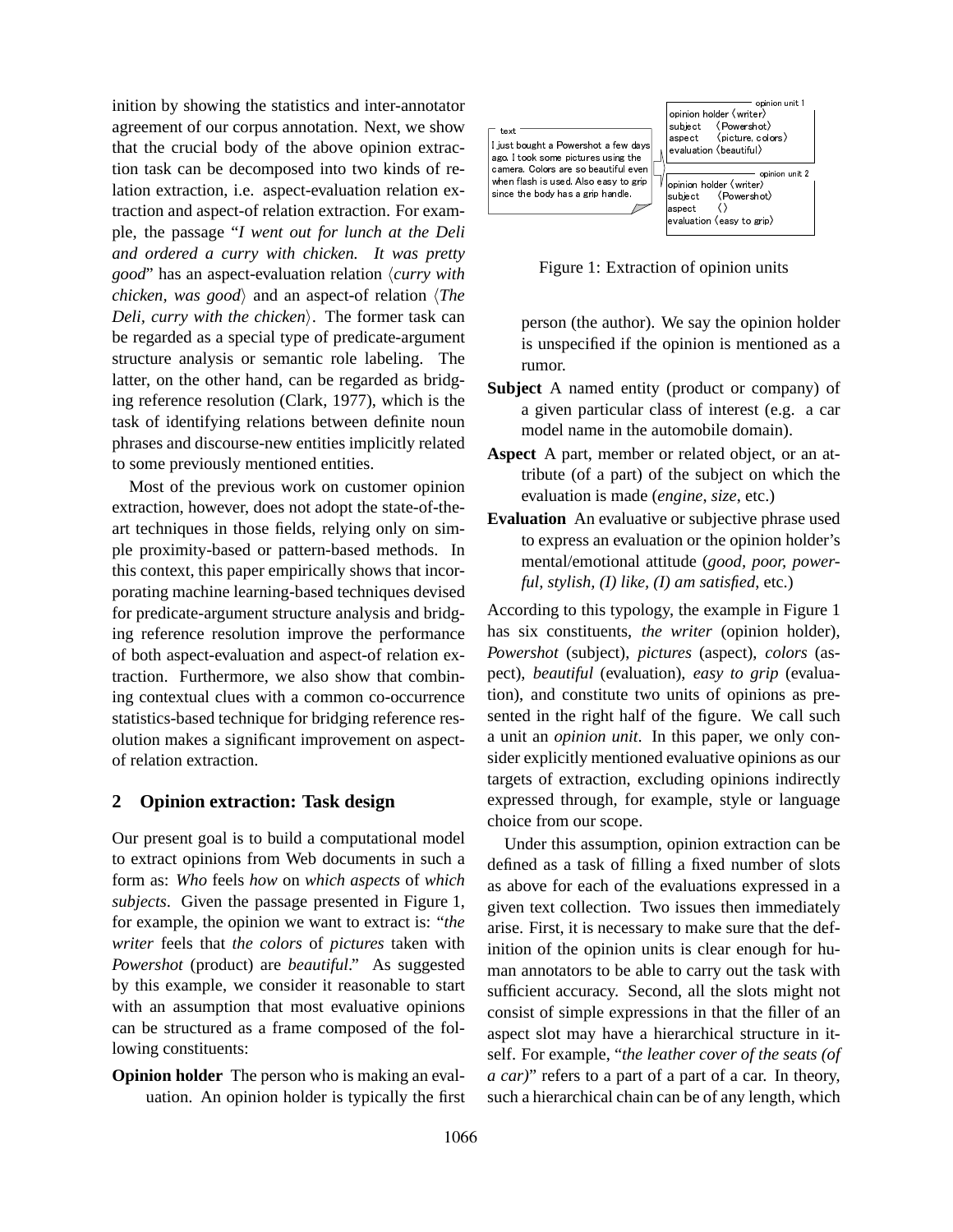inition by showing the statistics and inter-annotator agreement of our corpus annotation. Next, we show that the crucial body of the above opinion extraction task can be decomposed into two kinds of relation extraction, i.e. aspect-evaluation relation extraction and aspect-of relation extraction. For example, the passage "*I went out for lunch at the Deli and ordered a curry with chicken. It was pretty good*" has an aspect-evaluation relation ⟨*curry with chicken, was good*⟩ and an aspect-of relation ⟨*The Deli, curry with the chicken*⟩. The former task can be regarded as a special type of predicate-argument structure analysis or semantic role labeling. The latter, on the other hand, can be regarded as bridging reference resolution (Clark, 1977), which is the task of identifying relations between definite noun phrases and discourse-new entities implicitly related to some previously mentioned entities.

Most of the previous work on customer opinion extraction, however, does not adopt the state-of-the-art techniques in those fields, relying only on simple proximity-based or pattern-based methods. In this context, this paper empirically shows that incorporating machine learning-based techniques devised for predicate-argument structure analysis and bridging reference resolution improve the performance of both aspect-evaluation and aspect-of relation extraction. Furthermore, we also show that combining contextual clues with a common co-occurrence statistics-based technique for bridging reference resolution makes a significant improvement on aspect-of relation extraction.

## 2 Opinion extraction: Task design

Our present goal is to build a computational model to extract opinions from Web documents in such a form as: *Who* feels *how* on *which aspects* of *which subjects*. Given the passage presented in Figure 1, for example, the opinion we want to extract is: "*the writer* feels that *the colors* of *pictures* taken with *Powershot* (product) are *beautiful*." As suggested by this example, we consider it reasonable to start with an assumption that most evaluative opinions can be structured as a frame composed of the following constituents:

**Opinion holder** The person who is making an evaluation. An opinion holder is typically the first person (the author). We say the opinion holder is unspecified if the opinion is mentioned as a rumor.

**Subject** A named entity (product or company) of a given particular class of interest (e.g. a car model name in the automobile domain).

**Aspect** A part, member or related object, or an attribute (of a part) of the subject on which the evaluation is made (*engine*, *size*, etc.)

**Evaluation** An evaluative or subjective phrase used to express an evaluation or the opinion holder's mental/emotional attitude (*good, poor, powerful, stylish, (I) like, (I) am satisfied*, etc.)

text: I just bought a Powershot a few days ago. I took some pictures using the camera. Colors are so beautiful even when flash is used. Also easy to grip since the body has a grip handle.

opinion unit 1: opinion holder ⟨writer⟩, subject ⟨Powershot⟩, aspect ⟨picture, colors⟩, evaluation ⟨beautiful⟩

opinion unit 2: opinion holder ⟨writer⟩, subject ⟨Powershot⟩, aspect ⟨⟩, evaluation ⟨easy to grip⟩

Figure 1: Extraction of opinion units

According to this typology, the example in Figure 1 has six constituents, *the writer* (opinion holder), *Powershot* (subject), *pictures* (aspect), *colors* (aspect), *beautiful* (evaluation), *easy to grip* (evaluation), and constitute two units of opinions as presented in the right half of the figure. We call such a unit an *opinion unit*. In this paper, we only consider explicitly mentioned evaluative opinions as our targets of extraction, excluding opinions indirectly expressed through, for example, style or language choice from our scope.

Under this assumption, opinion extraction can be defined as a task of filling a fixed number of slots as above for each of the evaluations expressed in a given text collection. Two issues then immediately arise. First, it is necessary to make sure that the definition of the opinion units is clear enough for human annotators to be able to carry out the task with sufficient accuracy. Second, all the slots might not consist of simple expressions in that the filler of an aspect slot may have a hierarchical structure in itself. For example, "*the leather cover of the seats (of a car)*" refers to a part of a part of a car. In theory, such a hierarchical chain can be of any length, which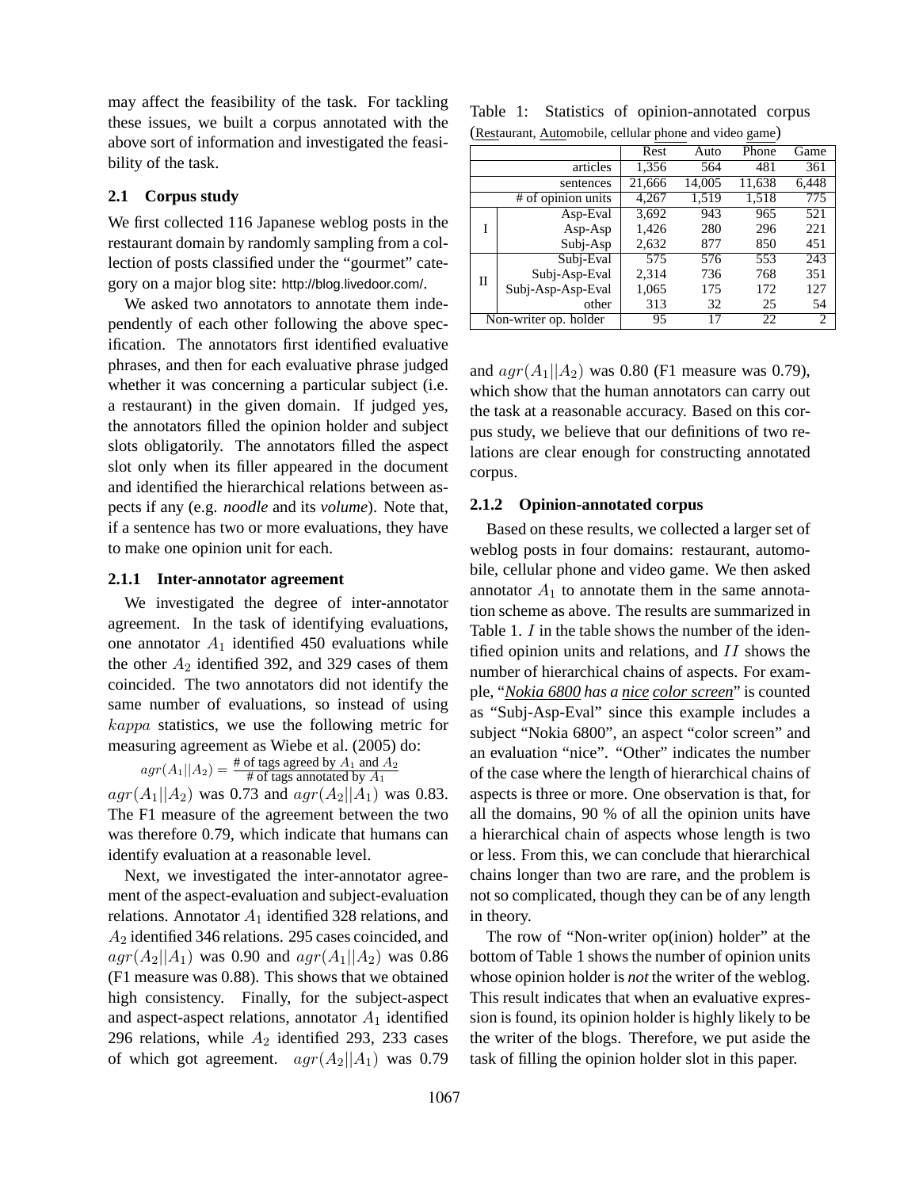may affect the feasibility of the task. For tackling these issues, we built a corpus annotated with the above sort of information and investigated the feasibility of the task.

## 2.1 Corpus study

We first collected 116 Japanese weblog posts in the restaurant domain by randomly sampling from a collection of posts classified under the "gourmet" category on a major blog site: http://blog.livedoor.com/.

We asked two annotators to annotate them independently of each other following the above specification. The annotators first identified evaluative phrases, and then for each evaluative phrase judged whether it was concerning a particular subject (i.e. a restaurant) in the given domain. If judged yes, the annotators filled the opinion holder and subject slots obligatorily. The annotators filled the aspect slot only when its filler appeared in the document and identified the hierarchical relations between aspects if any (e.g. *noodle* and its *volume*). Note that, if a sentence has two or more evaluations, they have to make one opinion unit for each.

### 2.1.1 Inter-annotator agreement

We investigated the degree of inter-annotator agreement. In the task of identifying evaluations, one annotator $A_1$ identified 450 evaluations while the other $A_2$ identified 392, and 329 cases of them coincided. The two annotators did not identify the same number of evaluations, so instead of using $kappa$ statistics, we use the following metric for measuring agreement as Wiebe et al. (2005) do:

$$agr(A_1||A_2) = \frac{\text{\# of tags agreed by } A_1 \text{ and } A_2}{\text{\# of tags annotated by } A_1}$$

$agr(A_1||A_2)$ was 0.73 and $agr(A_2||A_1)$ was 0.83. The F1 measure of the agreement between the two was therefore 0.79, which indicate that humans can identify evaluation at a reasonable level.

Next, we investigated the inter-annotator agreement of the aspect-evaluation and subject-evaluation relations. Annotator $A_1$ identified 328 relations, and $A_2$ identified 346 relations. 295 cases coincided, and $agr(A_2||A_1)$ was 0.90 and $agr(A_1||A_2)$ was 0.86 (F1 measure was 0.88). This shows that we obtained high consistency. Finally, for the subject-aspect and aspect-aspect relations, annotator $A_1$ identified 296 relations, while $A_2$ identified 293, 233 cases of which got agreement. $agr(A_2||A_1)$ was 0.79 and $agr(A_1||A_2)$ was 0.80 (F1 measure was 0.79), which show that the human annotators can carry out the task at a reasonable accuracy. Based on this corpus study, we believe that our definitions of two relations are clear enough for constructing annotated corpus.

### 2.1.2 Opinion-annotated corpus

Table 1: Statistics of opinion-annotated corpus (Restaurant, Automobile, cellular phone and video game)

| | | Rest | Auto | Phone | Game |
|---|---|---|---|---|---|
| | articles | 1,356 | 564 | 481 | 361 |
| | sentences | 21,666 | 14,005 | 11,638 | 6,448 |
| | # of opinion units | 4,267 | 1,519 | 1,518 | 775 |
| I | Asp-Eval | 3,692 | 943 | 965 | 521 |
| | Asp-Asp | 1,426 | 280 | 296 | 221 |
| | Subj-Asp | 2,632 | 877 | 850 | 451 |
| II | Subj-Eval | 575 | 576 | 553 | 243 |
| | Subj-Asp-Eval | 2,314 | 736 | 768 | 351 |
| | Subj-Asp-Asp-Eval | 1,065 | 175 | 172 | 127 |
| | other | 313 | 32 | 25 | 54 |
| Non-writer op. holder | | 95 | 17 | 22 | 2 |

Based on these results, we collected a larger set of weblog posts in four domains: restaurant, automobile, cellular phone and video game. We then asked annotator $A_1$ to annotate them in the same annotation scheme as above. The results are summarized in Table 1. $I$ in the table shows the number of the identified opinion units and relations, and $II$ shows the number of hierarchical chains of aspects. For example, "*Nokia 6800 has a nice color screen*" is counted as "Subj-Asp-Eval" since this example includes a subject "Nokia 6800", an aspect "color screen" and an evaluation "nice". "Other" indicates the number of the case where the length of hierarchical chains of aspects is three or more. One observation is that, for all the domains, 90 % of all the opinion units have a hierarchical chain of aspects whose length is two or less. From this, we can conclude that hierarchical chains longer than two are rare, and the problem is not so complicated, though they can be of any length in theory.

The row of "Non-writer op(inion) holder" at the bottom of Table 1 shows the number of opinion units whose opinion holder is *not* the writer of the weblog. This result indicates that when an evaluative expression is found, its opinion holder is highly likely to be the writer of the blogs. Therefore, we put aside the task of filling the opinion holder slot in this paper.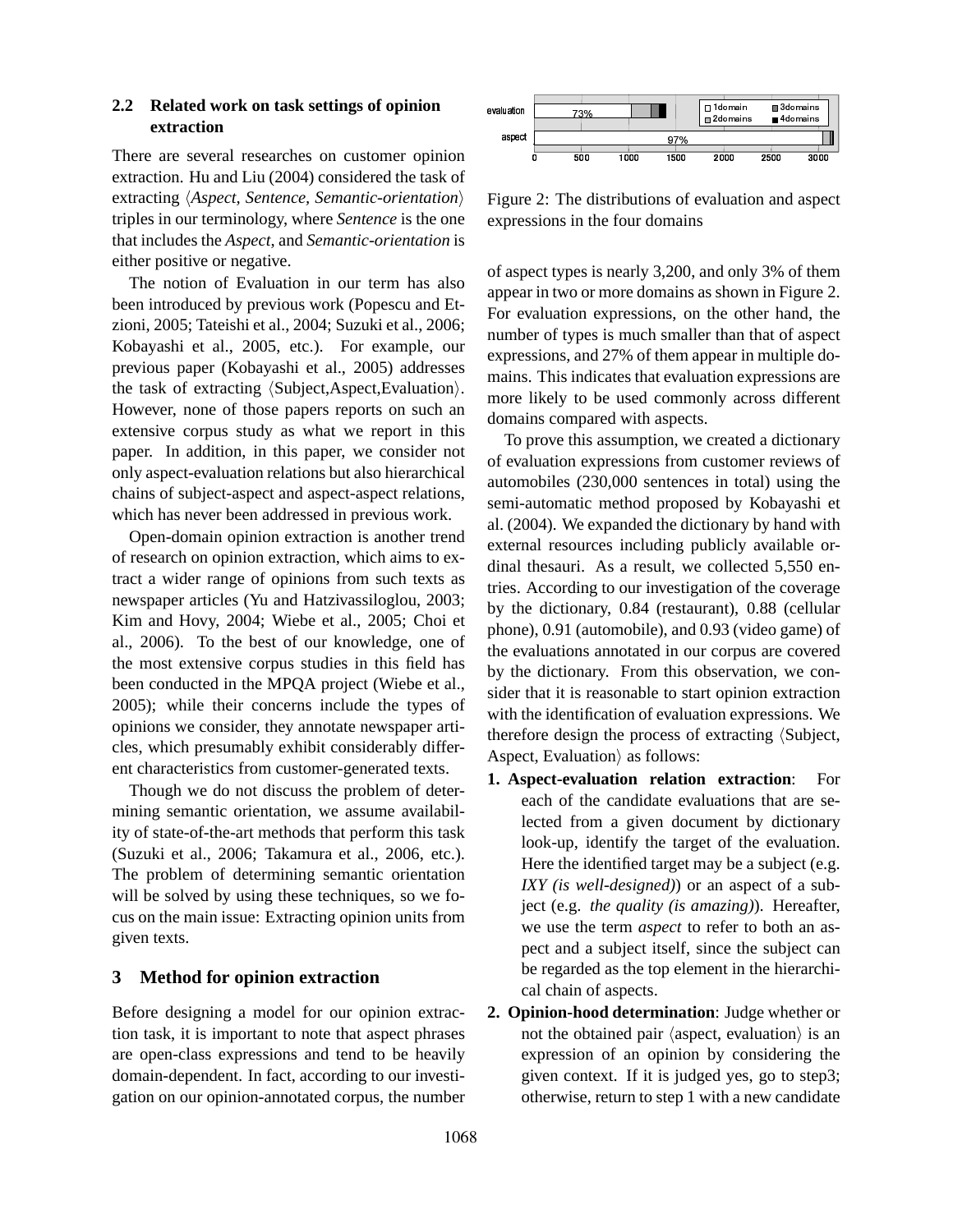### 2.2 Related work on task settings of opinion extraction

There are several researches on customer opinion extraction. Hu and Liu (2004) considered the task of extracting ⟨*Aspect, Sentence, Semantic-orientation*⟩ triples in our terminology, where *Sentence* is the one that includes the *Aspect*, and *Semantic-orientation* is either positive or negative.

The notion of Evaluation in our term has also been introduced by previous work (Popescu and Etzioni, 2005; Tateishi et al., 2004; Suzuki et al., 2006; Kobayashi et al., 2005, etc.). For example, our previous paper (Kobayashi et al., 2005) addresses the task of extracting ⟨Subject,Aspect,Evaluation⟩. However, none of those papers reports on such an extensive corpus study as what we report in this paper. In addition, in this paper, we consider not only aspect-evaluation relations but also hierarchical chains of subject-aspect and aspect-aspect relations, which has never been addressed in previous work.

Open-domain opinion extraction is another trend of research on opinion extraction, which aims to extract a wider range of opinions from such texts as newspaper articles (Yu and Hatzivassiloglou, 2003; Kim and Hovy, 2004; Wiebe et al., 2005; Choi et al., 2006). To the best of our knowledge, one of the most extensive corpus studies in this field has been conducted in the MPQA project (Wiebe et al., 2005); while their concerns include the types of opinions we consider, they annotate newspaper articles, which presumably exhibit considerably different characteristics from customer-generated texts.

Though we do not discuss the problem of determining semantic orientation, we assume availability of state-of-the-art methods that perform this task (Suzuki et al., 2006; Takamura et al., 2006, etc.). The problem of determining semantic orientation will be solved by using these techniques, so we focus on the main issue: Extracting opinion units from given texts.

## 3 Method for opinion extraction

Before designing a model for our opinion extraction task, it is important to note that aspect phrases are open-class expressions and tend to be heavily domain-dependent. In fact, according to our investigation on our opinion-annotated corpus, the number of aspect types is nearly 3,200, and only 3% of them appear in two or more domains as shown in Figure 2. For evaluation expressions, on the other hand, the number of types is much smaller than that of aspect expressions, and 27% of them appear in multiple domains. This indicates that evaluation expressions are more likely to be used commonly across different domains compared with aspects.

| | 1domain | 2domains | 3domains | 4domains |
|---|---|---|---|---|
| evaluation | 73% | | | |
| aspect | 97% | | | |

Figure 2: The distributions of evaluation and aspect expressions in the four domains

To prove this assumption, we created a dictionary of evaluation expressions from customer reviews of automobiles (230,000 sentences in total) using the semi-automatic method proposed by Kobayashi et al. (2004). We expanded the dictionary by hand with external resources including publicly available ordinal thesauri. As a result, we collected 5,550 entries. According to our investigation of the coverage by the dictionary, 0.84 (restaurant), 0.88 (cellular phone), 0.91 (automobile), and 0.93 (video game) of the evaluations annotated in our corpus are covered by the dictionary. From this observation, we consider that it is reasonable to start opinion extraction with the identification of evaluation expressions. We therefore design the process of extracting ⟨Subject, Aspect, Evaluation⟩ as follows:

1. **Aspect-evaluation relation extraction**: For each of the candidate evaluations that are selected from a given document by dictionary look-up, identify the target of the evaluation. Here the identified target may be a subject (e.g. *IXY (is well-designed)*) or an aspect of a subject (e.g. *the quality (is amazing)*). Hereafter, we use the term *aspect* to refer to both an aspect and a subject itself, since the subject can be regarded as the top element in the hierarchical chain of aspects.
2. **Opinion-hood determination**: Judge whether or not the obtained pair ⟨aspect, evaluation⟩ is an expression of an opinion by considering the given context. If it is judged yes, go to step3; otherwise, return to step 1 with a new candidate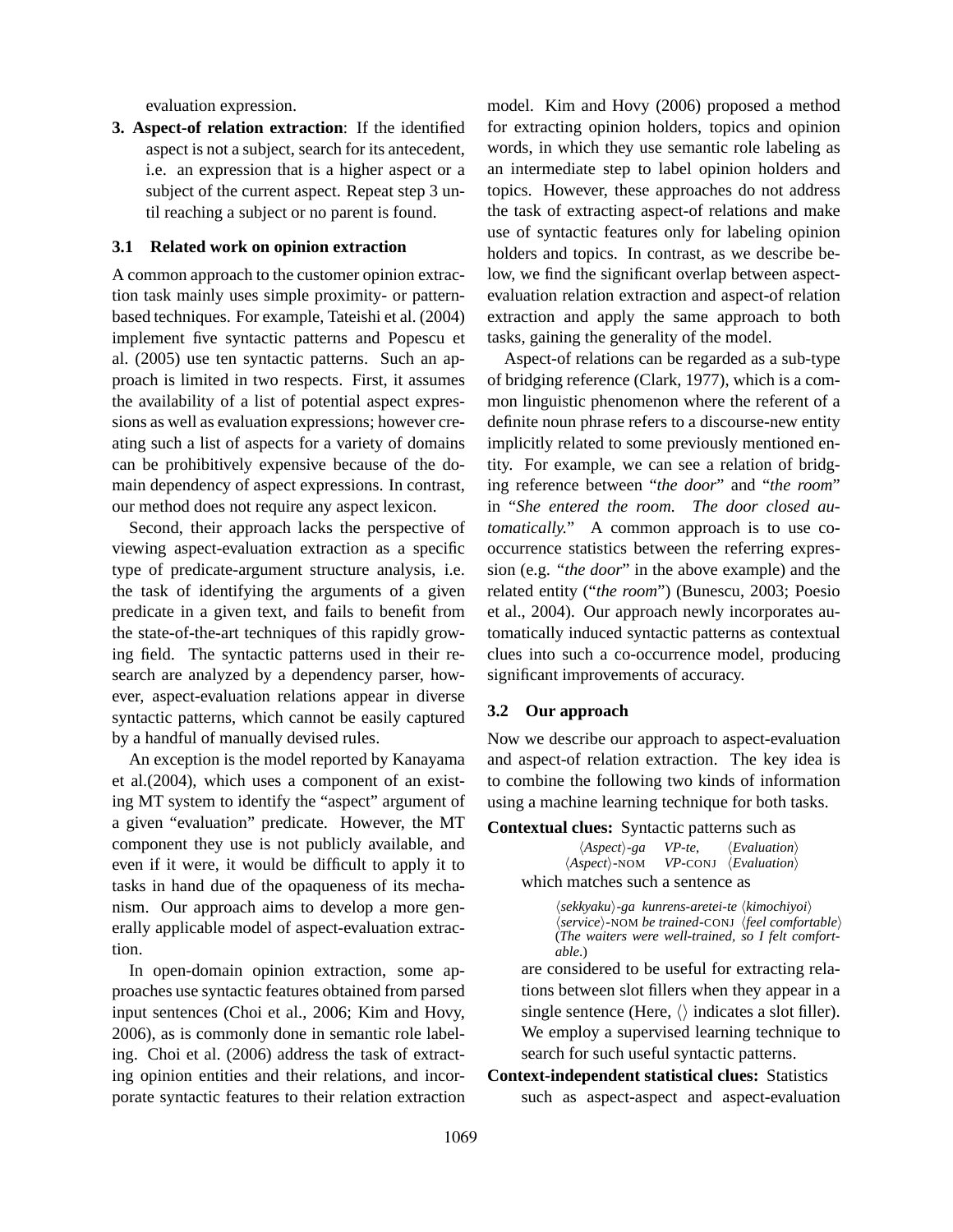evaluation expression.

3. **Aspect-of relation extraction**: If the identified aspect is not a subject, search for its antecedent, i.e. an expression that is a higher aspect or a subject of the current aspect. Repeat step 3 until reaching a subject or no parent is found.

### 3.1 Related work on opinion extraction

A common approach to the customer opinion extraction task mainly uses simple proximity- or pattern-based techniques. For example, Tateishi et al. (2004) implement five syntactic patterns and Popescu et al. (2005) use ten syntactic patterns. Such an approach is limited in two respects. First, it assumes the availability of a list of potential aspect expressions as well as evaluation expressions; however creating such a list of aspects for a variety of domains can be prohibitively expensive because of the domain dependency of aspect expressions. In contrast, our method does not require any aspect lexicon.

Second, their approach lacks the perspective of viewing aspect-evaluation extraction as a specific type of predicate-argument structure analysis, i.e. the task of identifying the arguments of a given predicate in a given text, and fails to benefit from the state-of-the-art techniques of this rapidly growing field. The syntactic patterns used in their research are analyzed by a dependency parser, however, aspect-evaluation relations appear in diverse syntactic patterns, which cannot be easily captured by a handful of manually devised rules.

An exception is the model reported by Kanayama et al.(2004), which uses a component of an existing MT system to identify the "aspect" argument of a given "evaluation" predicate. However, the MT component they use is not publicly available, and even if it were, it would be difficult to apply it to tasks in hand due of the opaqueness of its mechanism. Our approach aims to develop a more generally applicable model of aspect-evaluation extraction.

In open-domain opinion extraction, some approaches use syntactic features obtained from parsed input sentences (Choi et al., 2006; Kim and Hovy, 2006), as is commonly done in semantic role labeling. Choi et al. (2006) address the task of extracting opinion entities and their relations, and incorporate syntactic features to their relation extraction model. Kim and Hovy (2006) proposed a method for extracting opinion holders, topics and opinion words, in which they use semantic role labeling as an intermediate step to label opinion holders and topics. However, these approaches do not address the task of extracting aspect-of relations and make use of syntactic features only for labeling opinion holders and topics. In contrast, as we describe below, we find the significant overlap between aspect-evaluation relation extraction and aspect-of relation extraction and apply the same approach to both tasks, gaining the generality of the model.

Aspect-of relations can be regarded as a sub-type of bridging reference (Clark, 1977), which is a common linguistic phenomenon where the referent of a definite noun phrase refers to a discourse-new entity implicitly related to some previously mentioned entity. For example, we can see a relation of bridging reference between "*the door*" and "*the room*" in "*She entered the room. The door closed automatically.*" A common approach is to use co-occurrence statistics between the referring expression (e.g. "*the door*" in the above example) and the related entity ("*the room*") (Bunescu, 2003; Poesio et al., 2004). Our approach newly incorporates automatically induced syntactic patterns as contextual clues into such a co-occurrence model, producing significant improvements of accuracy.

### 3.2 Our approach

Now we describe our approach to aspect-evaluation and aspect-of relation extraction. The key idea is to combine the following two kinds of information using a machine learning technique for both tasks.

**Contextual clues:** Syntactic patterns such as

⟨*Aspect*⟩*-ga* *VP-te,* ⟨*Evaluation*⟩
⟨*Aspect*⟩-NOM *VP*-CONJ ⟨*Evaluation*⟩

which matches such a sentence as

⟨*sekkyaku*⟩*-ga kunrens-aretei-te* ⟨*kimochiyoi*⟩
⟨*service*⟩-NOM *be trained*-CONJ ⟨*feel comfortable*⟩
(*The waiters were well-trained, so I felt comfortable.*)

are considered to be useful for extracting relations between slot fillers when they appear in a single sentence (Here, ⟨⟩ indicates a slot filler). We employ a supervised learning technique to search for such useful syntactic patterns.

**Context-independent statistical clues:** Statistics such as aspect-aspect and aspect-evaluation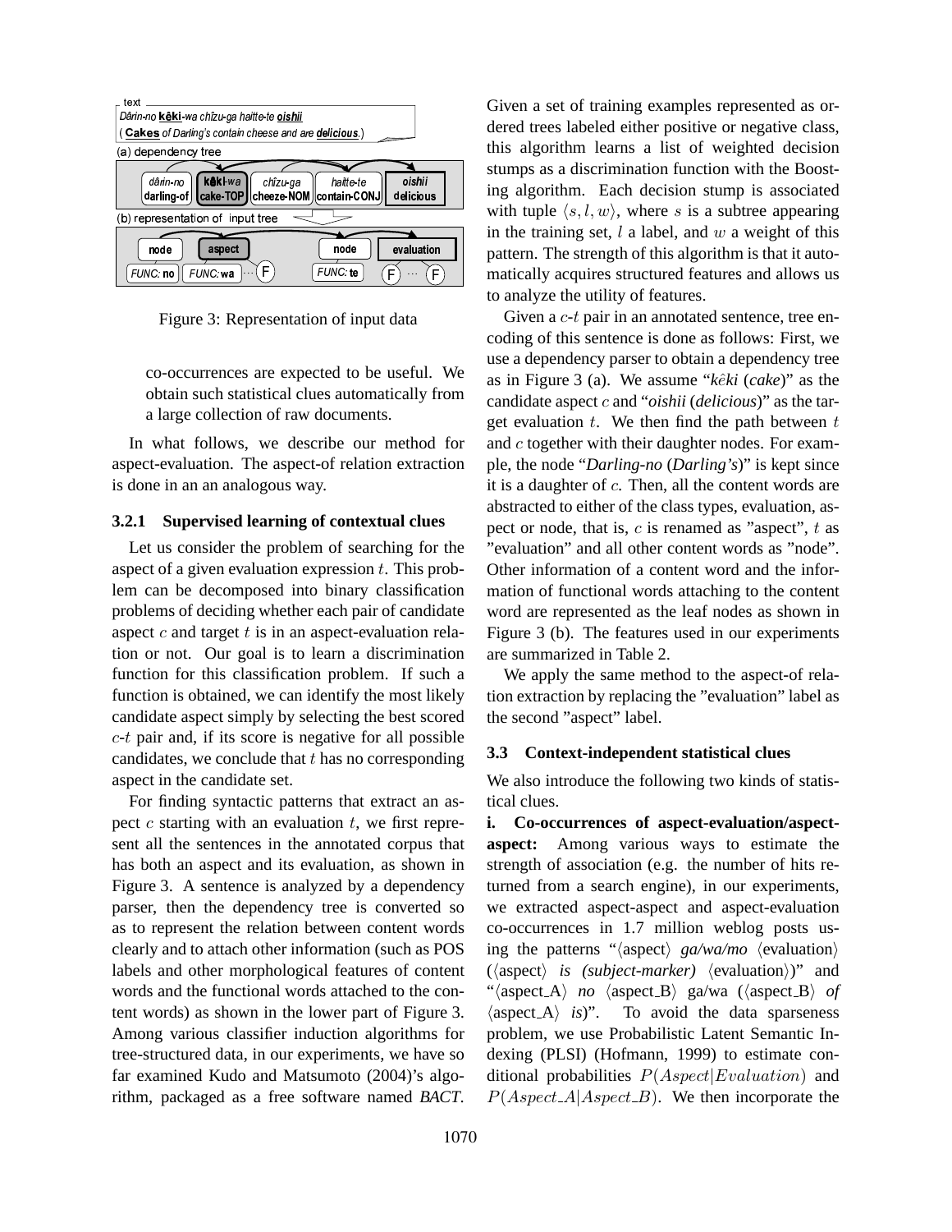Figure 3: Representation of input data

co-occurrences are expected to be useful. We obtain such statistical clues automatically from a large collection of raw documents.

In what follows, we describe our method for aspect-evaluation. The aspect-of relation extraction is done in an an analogous way.

### 3.2.1 Supervised learning of contextual clues

Let us consider the problem of searching for the aspect of a given evaluation expression $t$. This problem can be decomposed into binary classification problems of deciding whether each pair of candidate aspect $c$ and target $t$ is in an aspect-evaluation relation or not. Our goal is to learn a discrimination function for this classification problem. If such a function is obtained, we can identify the most likely candidate aspect simply by selecting the best scored $c$-$t$ pair and, if its score is negative for all possible candidates, we conclude that $t$ has no corresponding aspect in the candidate set.

For finding syntactic patterns that extract an aspect $c$ starting with an evaluation $t$, we first represent all the sentences in the annotated corpus that has both an aspect and its evaluation, as shown in Figure 3. A sentence is analyzed by a dependency parser, then the dependency tree is converted so as to represent the relation between content words clearly and to attach other information (such as POS labels and other morphological features of content words and the functional words attached to the content words) as shown in the lower part of Figure 3. Among various classifier induction algorithms for tree-structured data, in our experiments, we have so far examined Kudo and Matsumoto (2004)'s algorithm, packaged as a free software named *BACT*. Given a set of training examples represented as ordered trees labeled either positive or negative class, this algorithm learns a list of weighted decision stumps as a discrimination function with the Boosting algorithm. Each decision stump is associated with tuple $\langle s, l, w \rangle$, where $s$ is a subtree appearing in the training set, $l$ a label, and $w$ a weight of this pattern. The strength of this algorithm is that it automatically acquires structured features and allows us to analyze the utility of features.

Given a $c$-$t$ pair in an annotated sentence, tree encoding of this sentence is done as follows: First, we use a dependency parser to obtain a dependency tree as in Figure 3 (a). We assume "*kêki* (*cake*)" as the candidate aspect $c$ and "*oishii* (*delicious*)" as the target evaluation $t$. We then find the path between $t$ and $c$ together with their daughter nodes. For example, the node "*Darling-no* (*Darling's*)" is kept since it is a daughter of $c$. Then, all the content words are abstracted to either of the class types, evaluation, aspect or node, that is, $c$ is renamed as "aspect", $t$ as "evaluation" and all other content words as "node". Other information of a content word and the information of functional words attaching to the content word are represented as the leaf nodes as shown in Figure 3 (b). The features used in our experiments are summarized in Table 2.

We apply the same method to the aspect-of relation extraction by replacing the "evaluation" label as the second "aspect" label.

## 3.3 Context-independent statistical clues

We also introduce the following two kinds of statistical clues.

**i. Co-occurrences of aspect-evaluation/aspect-aspect:** Among various ways to estimate the strength of association (e.g. the number of hits returned from a search engine), in our experiments, we extracted aspect-aspect and aspect-evaluation co-occurrences in 1.7 million weblog posts using the patterns "⟨aspect⟩ *ga/wa/mo* ⟨evaluation⟩ (⟨aspect⟩ *is (subject-marker)* ⟨evaluation⟩)" and "⟨aspect_A⟩ *no* ⟨aspect_B⟩ ga/wa (⟨aspect_B⟩ *of* ⟨aspect_A⟩ *is*)". To avoid the data sparseness problem, we use Probabilistic Latent Semantic Indexing (PLSI) (Hofmann, 1999) to estimate conditional probabilities $P(Aspect|Evaluation)$ and $P(Aspect\_A|Aspect\_B)$. We then incorporate the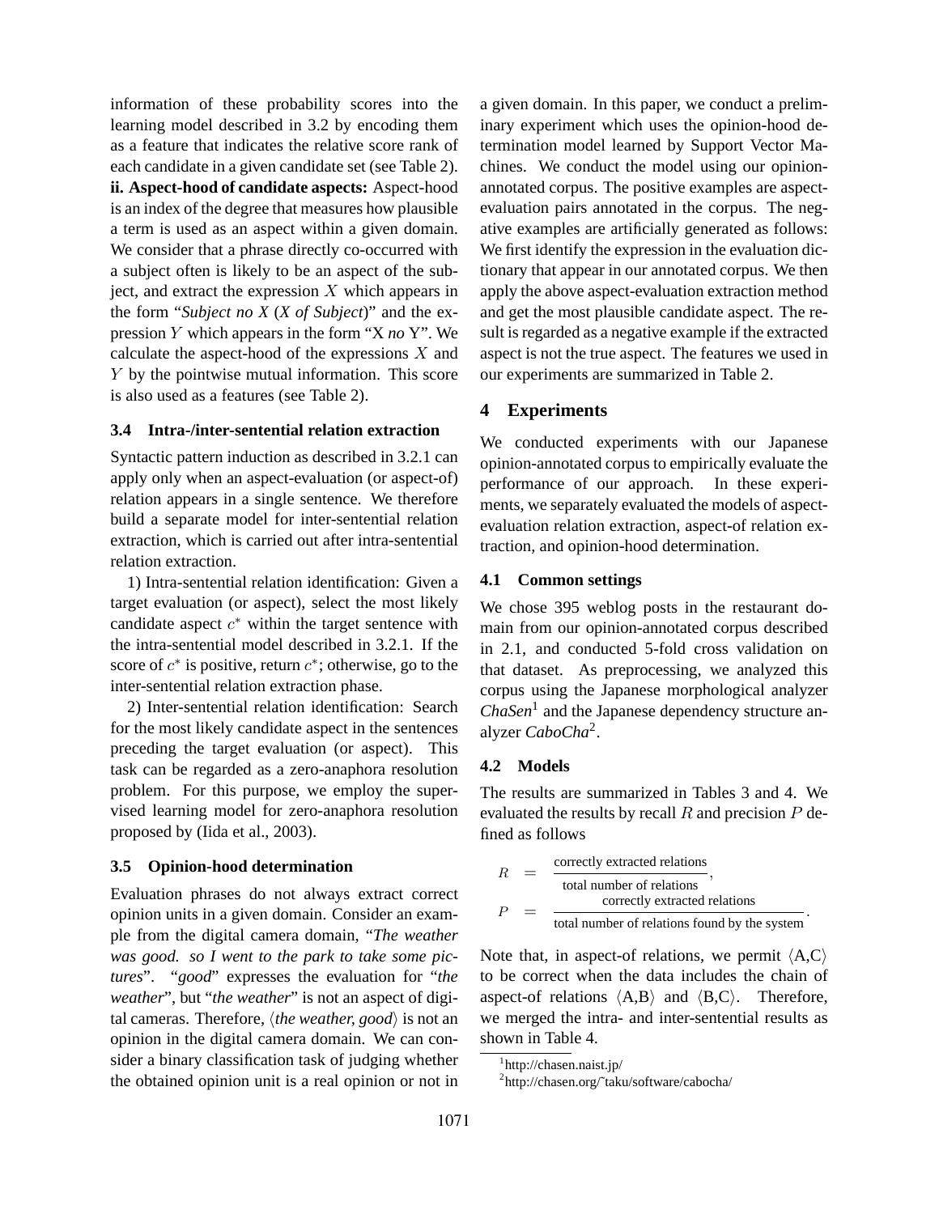information of these probability scores into the learning model described in 3.2 by encoding them as a feature that indicates the relative score rank of each candidate in a given candidate set (see Table 2).

**ii. Aspect-hood of candidate aspects:** Aspect-hood is an index of the degree that measures how plausible a term is used as an aspect within a given domain. We consider that a phrase directly co-occurred with a subject often is likely to be an aspect of the subject, and extract the expression $X$ which appears in the form "*Subject no X* (*X of Subject*)" and the expression $Y$ which appears in the form "X *no* Y". We calculate the aspect-hood of the expressions $X$ and $Y$ by the pointwise mutual information. This score is also used as a features (see Table 2).

### 3.4 Intra-/inter-sentential relation extraction

Syntactic pattern induction as described in 3.2.1 can apply only when an aspect-evaluation (or aspect-of) relation appears in a single sentence. We therefore build a separate model for inter-sentential relation extraction, which is carried out after intra-sentential relation extraction.

1) Intra-sentential relation identification: Given a target evaluation (or aspect), select the most likely candidate aspect $c^*$ within the target sentence with the intra-sentential model described in 3.2.1. If the score of $c^*$ is positive, return $c^*$; otherwise, go to the inter-sentential relation extraction phase.

2) Inter-sentential relation identification: Search for the most likely candidate aspect in the sentences preceding the target evaluation (or aspect). This task can be regarded as a zero-anaphora resolution problem. For this purpose, we employ the supervised learning model for zero-anaphora resolution proposed by (Iida et al., 2003).

### 3.5 Opinion-hood determination

Evaluation phrases do not always extract correct opinion units in a given domain. Consider an example from the digital camera domain, "*The weather was good. so I went to the park to take some pictures*". "*good*" expresses the evaluation for "*the weather*", but "*the weather*" is not an aspect of digital cameras. Therefore, $\langle$*the weather, good*$\rangle$ is not an opinion in the digital camera domain. We can consider a binary classification task of judging whether the obtained opinion unit is a real opinion or not in a given domain. In this paper, we conduct a preliminary experiment which uses the opinion-hood determination model learned by Support Vector Machines. We conduct the model using our opinion-annotated corpus. The positive examples are aspect-evaluation pairs annotated in the corpus. The negative examples are artificially generated as follows: We first identify the expression in the evaluation dictionary that appear in our annotated corpus. We then apply the above aspect-evaluation extraction method and get the most plausible candidate aspect. The result is regarded as a negative example if the extracted aspect is not the true aspect. The features we used in our experiments are summarized in Table 2.

## 4 Experiments

We conducted experiments with our Japanese opinion-annotated corpus to empirically evaluate the performance of our approach. In these experiments, we separately evaluated the models of aspect-evaluation relation extraction, aspect-of relation extraction, and opinion-hood determination.

### 4.1 Common settings

We chose 395 weblog posts in the restaurant domain from our opinion-annotated corpus described in 2.1, and conducted 5-fold cross validation on that dataset. As preprocessing, we analyzed this corpus using the Japanese morphological analyzer *ChaSen*[1] and the Japanese dependency structure analyzer *CaboCha*[2].

### 4.2 Models

The results are summarized in Tables 3 and 4. We evaluated the results by recall $R$ and precision $P$ defined as follows

$$R = \frac{\text{correctly extracted relations}}{\text{total number of relations}},$$

$$P = \frac{\text{correctly extracted relations}}{\text{total number of relations found by the system}}.$$

Note that, in aspect-of relations, we permit $\langle$A,C$\rangle$ to be correct when the data includes the chain of aspect-of relations $\langle$A,B$\rangle$ and $\langle$B,C$\rangle$. Therefore, we merged the intra- and inter-sentential results as shown in Table 4.

[1] http://chasen.naist.jp/

[2] http://chasen.org/~taku/software/cabocha/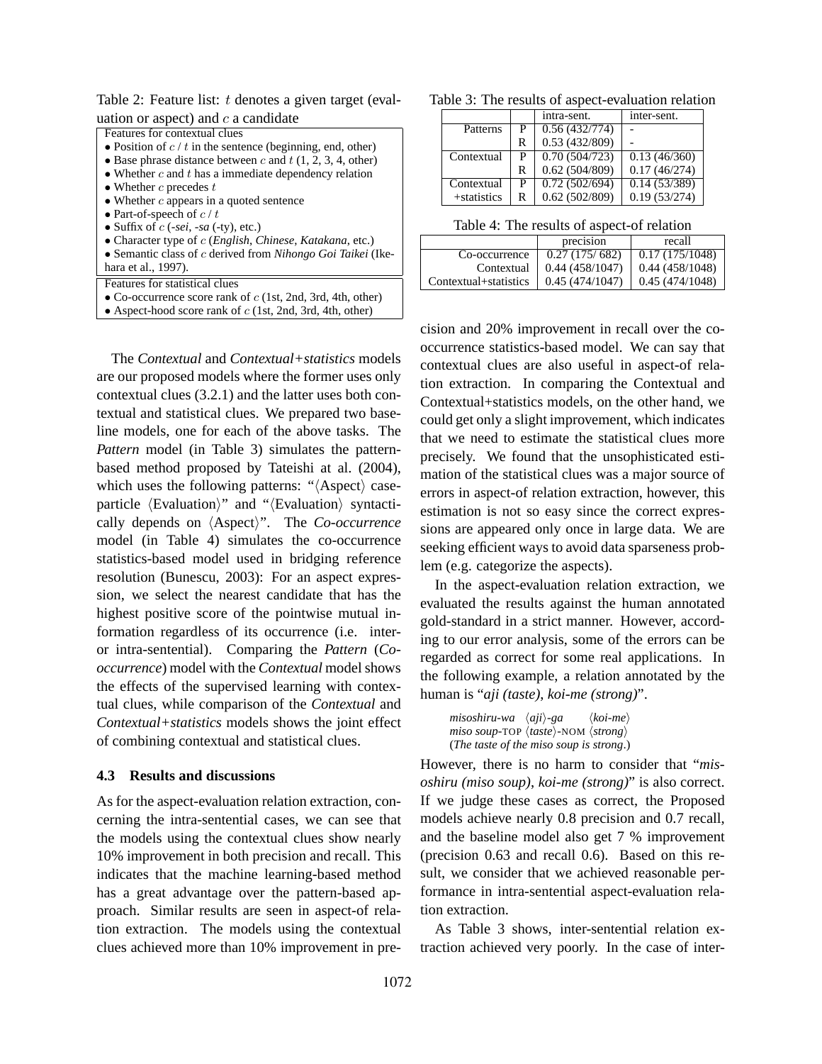Table 2: Feature list: $t$ denotes a given target (evaluation or aspect) and $c$ a candidate

| Features for contextual clues |
|---|
| • Position of $c$ / $t$ in the sentence (beginning, end, other) |
| • Base phrase distance between $c$ and $t$ (1, 2, 3, 4, other) |
| • Whether $c$ and $t$ has a immediate dependency relation |
| • Whether $c$ precedes $t$ |
| • Whether $c$ appears in a quoted sentence |
| • Part-of-speech of $c$ / $t$ |
| • Suffix of $c$ (*-sei*, *-sa* (-ty), etc.) |
| • Character type of $c$ (*English*, *Chinese*, *Katakana*, etc.) |
| • Semantic class of $c$ derived from *Nihongo Goi Taikei* (Ikehara et al., 1997). |
| **Features for statistical clues** |
| • Co-occurrence score rank of $c$ (1st, 2nd, 3rd, 4th, other) |
| • Aspect-hood score rank of $c$ (1st, 2nd, 3rd, 4th, other) |

The *Contextual* and *Contextual+statistics* models are our proposed models where the former uses only contextual clues (3.2.1) and the latter uses both contextual and statistical clues. We prepared two baseline models, one for each of the above tasks. The *Pattern* model (in Table 3) simulates the pattern-based method proposed by Tateishi at al. (2004), which uses the following patterns: "⟨Aspect⟩ case-particle ⟨Evaluation⟩" and "⟨Evaluation⟩ syntactically depends on ⟨Aspect⟩". The *Co-occurrence* model (in Table 4) simulates the co-occurrence statistics-based model used in bridging reference resolution (Bunescu, 2003): For an aspect expression, we select the nearest candidate that has the highest positive score of the pointwise mutual information regardless of its occurrence (i.e. inter- or intra-sentential). Comparing the *Pattern* (*Co-occurrence*) model with the *Contextual* model shows the effects of the supervised learning with contextual clues, while comparison of the *Contextual* and *Contextual+statistics* models shows the joint effect of combining contextual and statistical clues.

### 4.3 Results and discussions

As for the aspect-evaluation relation extraction, concerning the intra-sentential cases, we can see that the models using the contextual clues show nearly 10% improvement in both precision and recall. This indicates that the machine learning-based method has a great advantage over the pattern-based approach. Similar results are seen in aspect-of relation extraction. The models using the contextual clues achieved more than 10% improvement in precision and 20% improvement in recall over the co-occurrence statistics-based model. We can say that contextual clues are also useful in aspect-of relation extraction. In comparing the Contextual and Contextual+statistics models, on the other hand, we could get only a slight improvement, which indicates that we need to estimate the statistical clues more precisely. We found that the unsophisticated estimation of the statistical clues was a major source of errors in aspect-of relation extraction, however, this estimation is not so easy since the correct expressions are appeared only once in large data. We are seeking efficient ways to avoid data sparseness problem (e.g. categorize the aspects).

Table 3: The results of aspect-evaluation relation

| | | intra-sent. | inter-sent. |
|---|---|---|---|
| Patterns | P | 0.56 (432/774) | - |
| | R | 0.53 (432/809) | - |
| Contextual | P | 0.70 (504/723) | 0.13 (46/360) |
| | R | 0.62 (504/809) | 0.17 (46/274) |
| Contextual +statistics | P | 0.72 (502/694) | 0.14 (53/389) |
| | R | 0.62 (502/809) | 0.19 (53/274) |

Table 4: The results of aspect-of relation

| | precision | recall |
|---|---|---|
| Co-occurrence | 0.27 (175/ 682) | 0.17 (175/1048) |
| Contextual | 0.44 (458/1047) | 0.44 (458/1048) |
| Contextual+statistics | 0.45 (474/1047) | 0.45 (474/1048) |

In the aspect-evaluation relation extraction, we evaluated the results against the human annotated gold-standard in a strict manner. However, according to our error analysis, some of the errors can be regarded as correct for some real applications. In the following example, a relation annotated by the human is "*aji (taste), koi-me (strong)*".

> *misoshiru-wa* ⟨*aji*⟩*-ga* ⟨*koi-me*⟩
> *miso soup*-TOP ⟨*taste*⟩-NOM ⟨*strong*⟩
> (*The taste of the miso soup is strong*.)

However, there is no harm to consider that "*misoshiru (miso soup), koi-me (strong)*" is also correct. If we judge these cases as correct, the Proposed models achieve nearly 0.8 precision and 0.7 recall, and the baseline model also get 7 % improvement (precision 0.63 and recall 0.6). Based on this result, we consider that we achieved reasonable performance in intra-sentential aspect-evaluation relation extraction.

As Table 3 shows, inter-sentential relation extraction achieved very poorly. In the case of inter-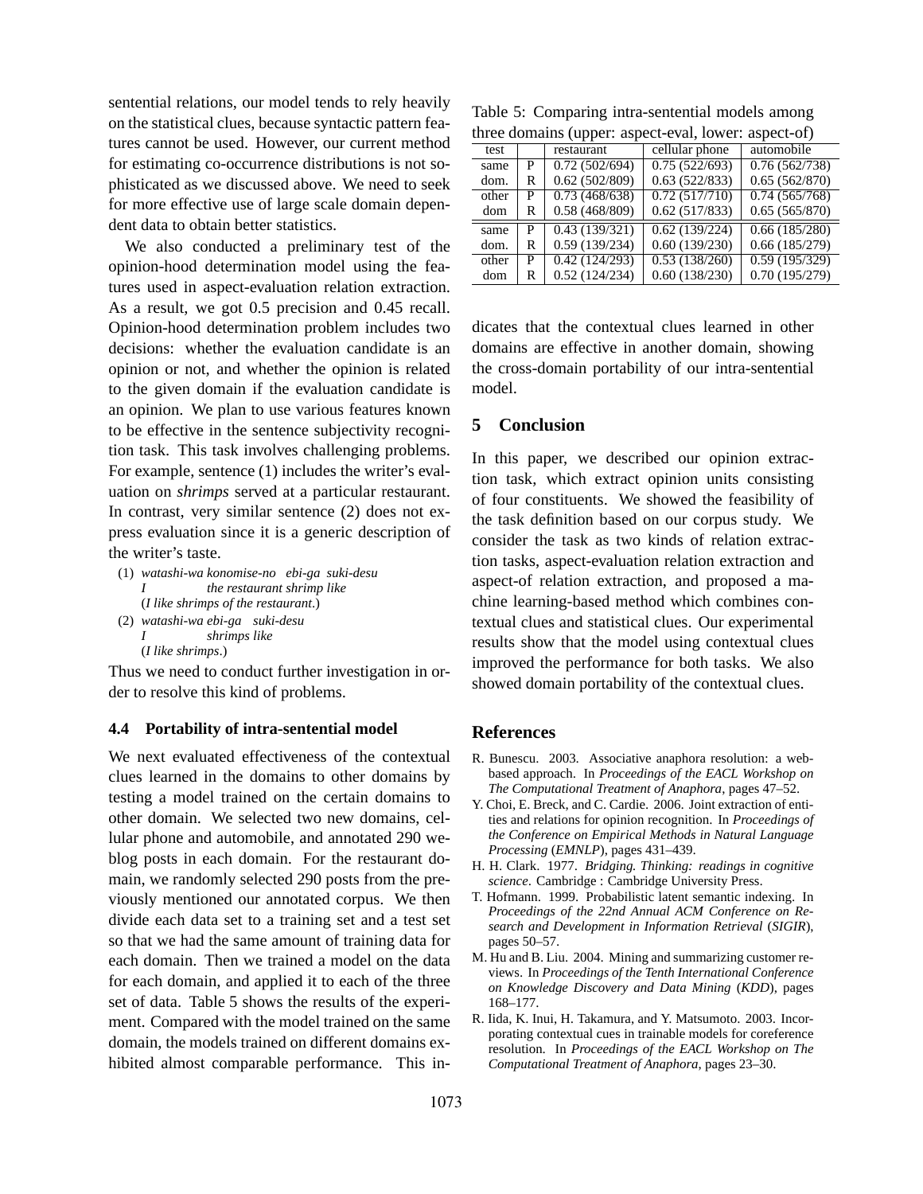sentential relations, our model tends to rely heavily on the statistical clues, because syntactic pattern features cannot be used. However, our current method for estimating co-occurrence distributions is not sophisticated as we discussed above. We need to seek for more effective use of large scale domain dependent data to obtain better statistics.

We also conducted a preliminary test of the opinion-hood determination model using the features used in aspect-evaluation relation extraction. As a result, we got 0.5 precision and 0.45 recall. Opinion-hood determination problem includes two decisions: whether the evaluation candidate is an opinion or not, and whether the opinion is related to the given domain if the evaluation candidate is an opinion. We plan to use various features known to be effective in the sentence subjectivity recognition task. This task involves challenging problems. For example, sentence (1) includes the writer's evaluation on *shrimps* served at a particular restaurant. In contrast, very similar sentence (2) does not express evaluation since it is a generic description of the writer's taste.

(1) *watashi-wa konomise-no ebi-ga suki-desu*
    *I the restaurant shrimp like*
    (*I like shrimps of the restaurant*.)

(2) *watashi-wa ebi-ga suki-desu*
    *I shrimps like*
    (*I like shrimps*.)

Thus we need to conduct further investigation in order to resolve this kind of problems.

### 4.4 Portability of intra-sentential model

We next evaluated effectiveness of the contextual clues learned in the domains to other domains by testing a model trained on the certain domains to other domain. We selected two new domains, cellular phone and automobile, and annotated 290 weblog posts in each domain. For the restaurant domain, we randomly selected 290 posts from the previously mentioned our annotated corpus. We then divide each data set to a training set and a test set so that we had the same amount of training data for each domain. Then we trained a model on the data for each domain, and applied it to each of the three set of data. Table 5 shows the results of the experiment. Compared with the model trained on the same domain, the models trained on different domains exhibited almost comparable performance. This indicates that the contextual clues learned in other domains are effective in another domain, showing the cross-domain portability of our intra-sentential model.

Table 5: Comparing intra-sentential models among three domains (upper: aspect-eval, lower: aspect-of)

| test | | restaurant | cellular phone | automobile |
|---|---|---|---|---|
| same dom. | P | 0.72 (502/694) | 0.75 (522/693) | 0.76 (562/738) |
| | R | 0.62 (502/809) | 0.63 (522/833) | 0.65 (562/870) |
| other dom | P | 0.73 (468/638) | 0.72 (517/710) | 0.74 (565/768) |
| | R | 0.58 (468/809) | 0.62 (517/833) | 0.65 (565/870) |
| same dom. | P | 0.43 (139/321) | 0.62 (139/224) | 0.66 (185/280) |
| | R | 0.59 (139/234) | 0.60 (139/230) | 0.66 (185/279) |
| other dom | P | 0.42 (124/293) | 0.53 (138/260) | 0.59 (195/329) |
| | R | 0.52 (124/234) | 0.60 (138/230) | 0.70 (195/279) |

## 5 Conclusion

In this paper, we described our opinion extraction task, which extract opinion units consisting of four constituents. We showed the feasibility of the task definition based on our corpus study. We consider the task as two kinds of relation extraction tasks, aspect-evaluation relation extraction and aspect-of relation extraction, and proposed a machine learning-based method which combines contextual clues and statistical clues. Our experimental results show that the model using contextual clues improved the performance for both tasks. We also showed domain portability of the contextual clues.

## References

R. Bunescu. 2003. Associative anaphora resolution: a web-based approach. In *Proceedings of the EACL Workshop on The Computational Treatment of Anaphora*, pages 47–52.

Y. Choi, E. Breck, and C. Cardie. 2006. Joint extraction of entities and relations for opinion recognition. In *Proceedings of the Conference on Empirical Methods in Natural Language Processing* (*EMNLP*), pages 431–439.

H. H. Clark. 1977. *Bridging. Thinking: readings in cognitive science*. Cambridge : Cambridge University Press.

T. Hofmann. 1999. Probabilistic latent semantic indexing. In *Proceedings of the 22nd Annual ACM Conference on Research and Development in Information Retrieval* (*SIGIR*), pages 50–57.

M. Hu and B. Liu. 2004. Mining and summarizing customer reviews. In *Proceedings of the Tenth International Conference on Knowledge Discovery and Data Mining* (*KDD*), pages 168–177.

R. Iida, K. Inui, H. Takamura, and Y. Matsumoto. 2003. Incorporating contextual cues in trainable models for coreference resolution. In *Proceedings of the EACL Workshop on The Computational Treatment of Anaphora*, pages 23–30.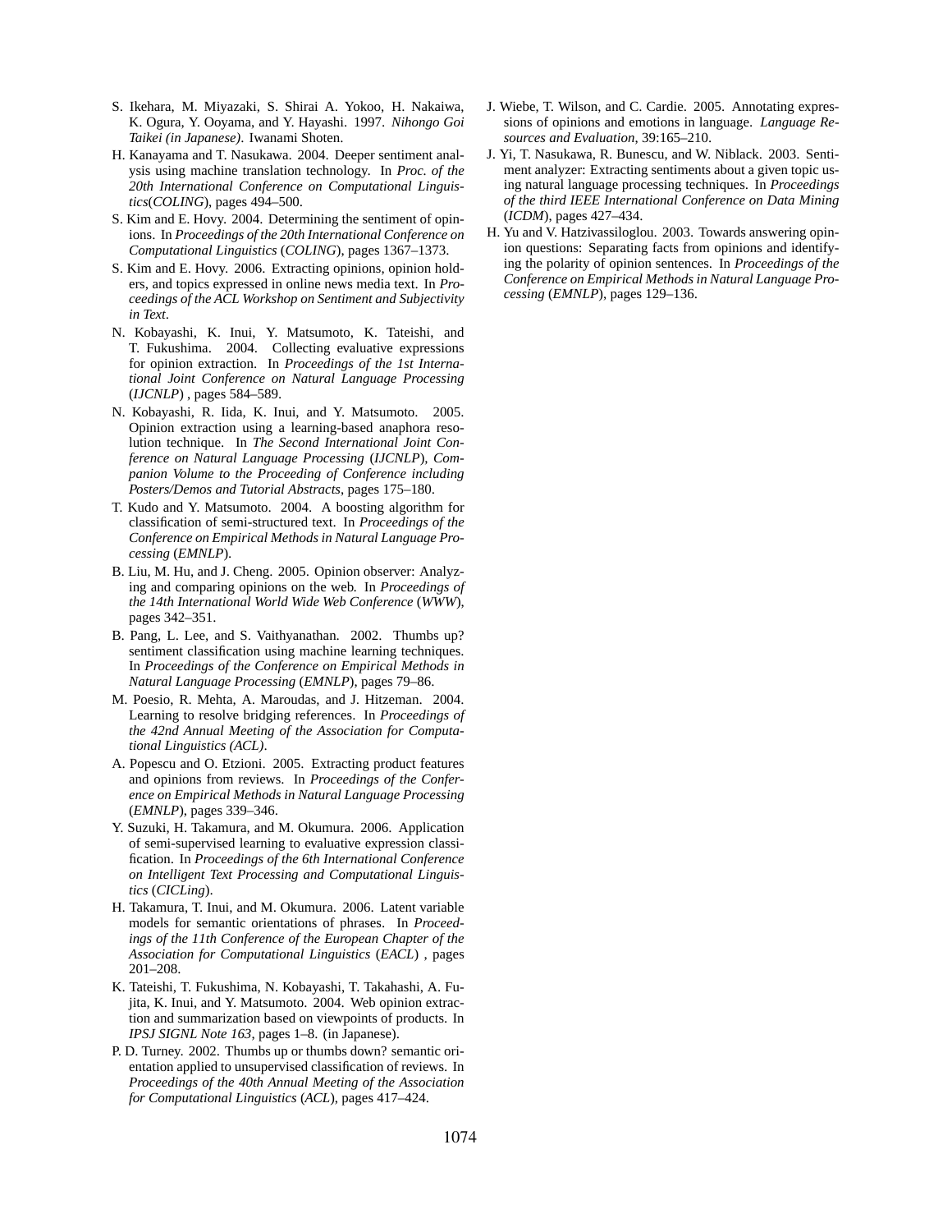S. Ikehara, M. Miyazaki, S. Shirai A. Yokoo, H. Nakaiwa, K. Ogura, Y. Ooyama, and Y. Hayashi. 1997. *Nihongo Goi Taikei (in Japanese)*. Iwanami Shoten.

H. Kanayama and T. Nasukawa. 2004. Deeper sentiment analysis using machine translation technology. In *Proc. of the 20th International Conference on Computational Linguistics*(*COLING*), pages 494–500.

S. Kim and E. Hovy. 2004. Determining the sentiment of opinions. In *Proceedings of the 20th International Conference on Computational Linguistics* (*COLING*), pages 1367–1373.

S. Kim and E. Hovy. 2006. Extracting opinions, opinion holders, and topics expressed in online news media text. In *Proceedings of the ACL Workshop on Sentiment and Subjectivity in Text*.

N. Kobayashi, K. Inui, Y. Matsumoto, K. Tateishi, and T. Fukushima. 2004. Collecting evaluative expressions for opinion extraction. In *Proceedings of the 1st International Joint Conference on Natural Language Processing* (*IJCNLP*) , pages 584–589.

N. Kobayashi, R. Iida, K. Inui, and Y. Matsumoto. 2005. Opinion extraction using a learning-based anaphora resolution technique. In *The Second International Joint Conference on Natural Language Processing* (*IJCNLP*), *Companion Volume to the Proceeding of Conference including Posters/Demos and Tutorial Abstracts*, pages 175–180.

T. Kudo and Y. Matsumoto. 2004. A boosting algorithm for classification of semi-structured text. In *Proceedings of the Conference on Empirical Methods in Natural Language Processing* (*EMNLP*).

B. Liu, M. Hu, and J. Cheng. 2005. Opinion observer: Analyzing and comparing opinions on the web. In *Proceedings of the 14th International World Wide Web Conference* (*WWW*), pages 342–351.

B. Pang, L. Lee, and S. Vaithyanathan. 2002. Thumbs up? sentiment classification using machine learning techniques. In *Proceedings of the Conference on Empirical Methods in Natural Language Processing* (*EMNLP*), pages 79–86.

M. Poesio, R. Mehta, A. Maroudas, and J. Hitzeman. 2004. Learning to resolve bridging references. In *Proceedings of the 42nd Annual Meeting of the Association for Computational Linguistics (ACL)*.

A. Popescu and O. Etzioni. 2005. Extracting product features and opinions from reviews. In *Proceedings of the Conference on Empirical Methods in Natural Language Processing* (*EMNLP*), pages 339–346.

Y. Suzuki, H. Takamura, and M. Okumura. 2006. Application of semi-supervised learning to evaluative expression classification. In *Proceedings of the 6th International Conference on Intelligent Text Processing and Computational Linguistics* (*CICLing*).

H. Takamura, T. Inui, and M. Okumura. 2006. Latent variable models for semantic orientations of phrases. In *Proceedings of the 11th Conference of the European Chapter of the Association for Computational Linguistics* (*EACL*) , pages 201–208.

K. Tateishi, T. Fukushima, N. Kobayashi, T. Takahashi, A. Fujita, K. Inui, and Y. Matsumoto. 2004. Web opinion extraction and summarization based on viewpoints of products. In *IPSJ SIGNL Note 163*, pages 1–8. (in Japanese).

P. D. Turney. 2002. Thumbs up or thumbs down? semantic orientation applied to unsupervised classification of reviews. In *Proceedings of the 40th Annual Meeting of the Association for Computational Linguistics* (*ACL*), pages 417–424.

J. Wiebe, T. Wilson, and C. Cardie. 2005. Annotating expressions of opinions and emotions in language. *Language Resources and Evaluation*, 39:165–210.

J. Yi, T. Nasukawa, R. Bunescu, and W. Niblack. 2003. Sentiment analyzer: Extracting sentiments about a given topic using natural language processing techniques. In *Proceedings of the third IEEE International Conference on Data Mining* (*ICDM*), pages 427–434.

H. Yu and V. Hatzivassiloglou. 2003. Towards answering opinion questions: Separating facts from opinions and identifying the polarity of opinion sentences. In *Proceedings of the Conference on Empirical Methods in Natural Language Processing* (*EMNLP*), pages 129–136.